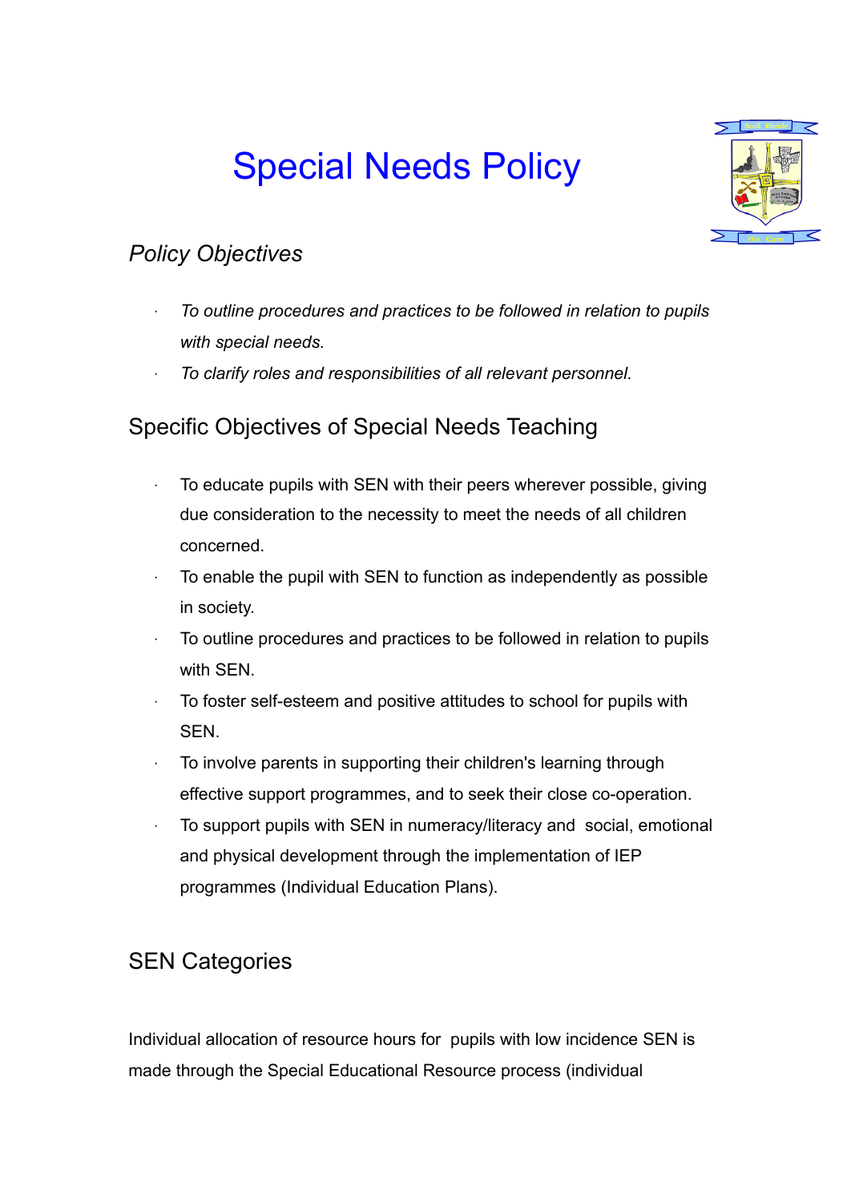# Special Needs Policy

## *Policy Objectives*

- *To outline procedures and practices to be followed in relation to pupils with special needs.*
- *To clarify roles and responsibilities of all relevant personnel.*

## Specific Objectives of Special Needs Teaching

- To educate pupils with SEN with their peers wherever possible, giving due consideration to the necessity to meet the needs of all children concerned.
- To enable the pupil with SEN to function as independently as possible in society.
- To outline procedures and practices to be followed in relation to pupils with SEN.
- To foster self-esteem and positive attitudes to school for pupils with SEN.
- To involve parents in supporting their children's learning through effective support programmes, and to seek their close co-operation.
- To support pupils with SEN in numeracy/literacy and social, emotional and physical development through the implementation of IEP programmes (Individual Education Plans).

## SEN Categories

Individual allocation of resource hours for pupils with low incidence SEN is made through the Special Educational Resource process (individual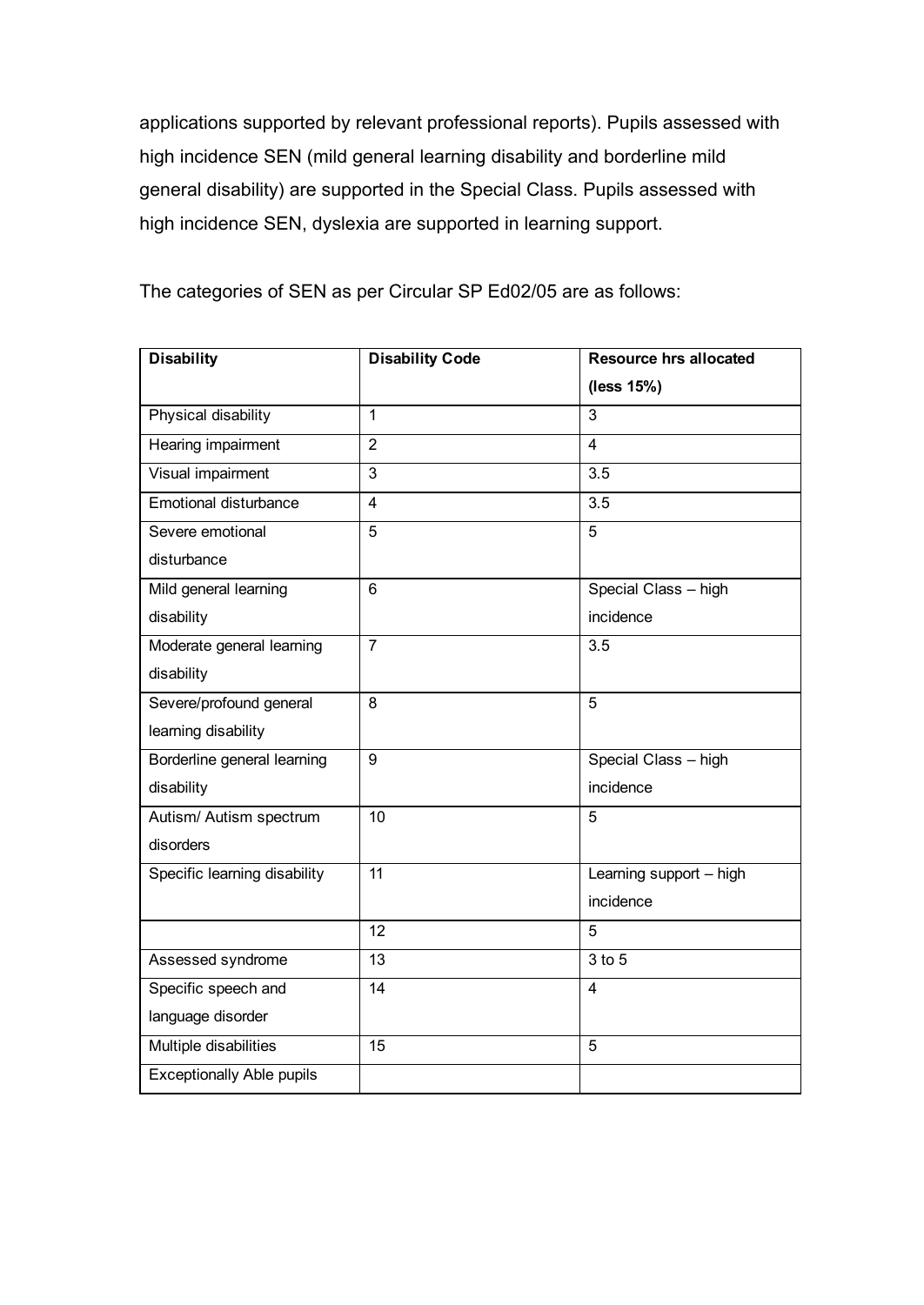applications supported by relevant professional reports). Pupils assessed with high incidence SEN (mild general learning disability and borderline mild general disability) are supported in the Special Class. Pupils assessed with high incidence SEN, dyslexia are supported in learning support.

The categories of SEN as per Circular SP Ed02/05 are as follows:

| **Disability** | **Disability Code** | **Resource hrs allocated (less 15%)** |
|---|---|---|
| Physical disability | 1 | 3 |
| Hearing impairment | 2 | 4 |
| Visual impairment | 3 | 3.5 |
| Emotional disturbance | 4 | 3.5 |
| Severe emotional disturbance | 5 | 5 |
| Mild general learning disability | 6 | Special Class – high incidence |
| Moderate general learning disability | 7 | 3.5 |
| Severe/profound general learning disability | 8 | 5 |
| Borderline general learning disability | 9 | Special Class – high incidence |
| Autism/ Autism spectrum disorders | 10 | 5 |
| Specific learning disability | 11 | Learning support – high incidence |
| | 12 | 5 |
| Assessed syndrome | 13 | 3 to 5 |
| Specific speech and language disorder | 14 | 4 |
| Multiple disabilities | 15 | 5 |
| Exceptionally Able pupils | | |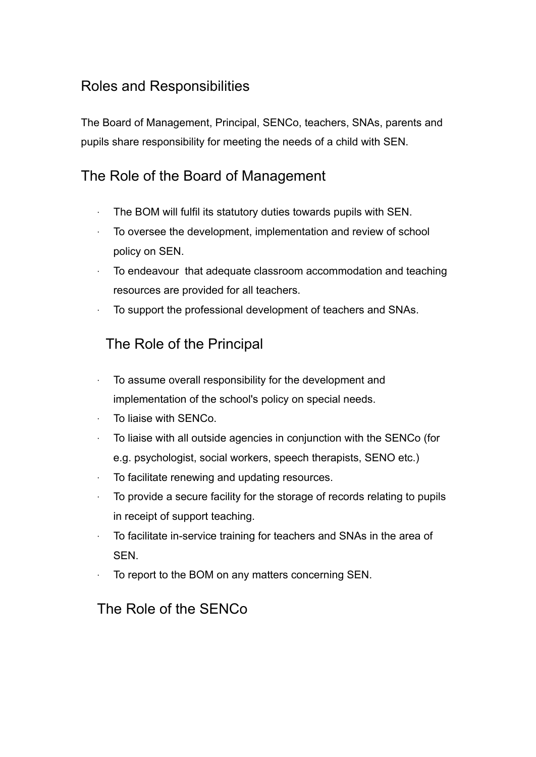## Roles and Responsibilities

The Board of Management, Principal, SENCo, teachers, SNAs, parents and pupils share responsibility for meeting the needs of a child with SEN.

## The Role of the Board of Management

- The BOM will fulfil its statutory duties towards pupils with SEN.
- To oversee the development, implementation and review of school policy on SEN.
- To endeavour  that adequate classroom accommodation and teaching resources are provided for all teachers.
- To support the professional development of teachers and SNAs.

## The Role of the Principal

- To assume overall responsibility for the development and implementation of the school's policy on special needs.
- To liaise with SENCo.
- To liaise with all outside agencies in conjunction with the SENCo (for e.g. psychologist, social workers, speech therapists, SENO etc.)
- To facilitate renewing and updating resources.
- To provide a secure facility for the storage of records relating to pupils in receipt of support teaching.
- To facilitate in-service training for teachers and SNAs in the area of SEN.
- To report to the BOM on any matters concerning SEN.

## The Role of the SENCo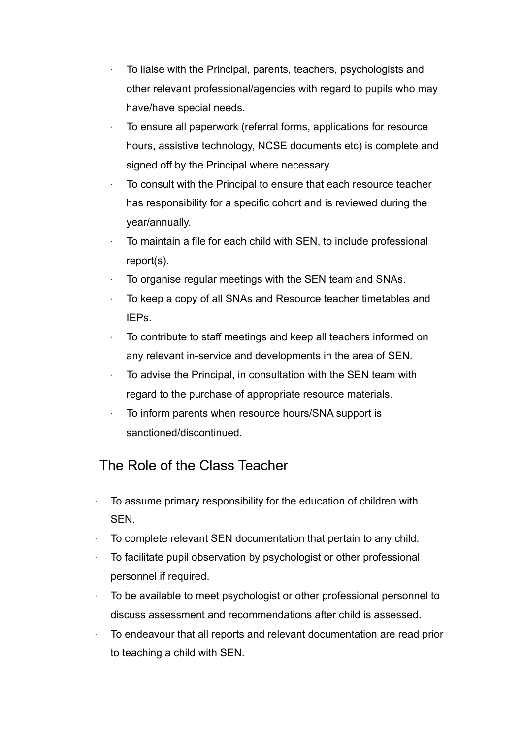- To liaise with the Principal, parents, teachers, psychologists and other relevant professional/agencies with regard to pupils who may have/have special needs.
- To ensure all paperwork (referral forms, applications for resource hours, assistive technology, NCSE documents etc) is complete and signed off by the Principal where necessary.
- To consult with the Principal to ensure that each resource teacher has responsibility for a specific cohort and is reviewed during the year/annually.
- To maintain a file for each child with SEN, to include professional report(s).
- To organise regular meetings with the SEN team and SNAs.
- To keep a copy of all SNAs and Resource teacher timetables and IEPs.
- To contribute to staff meetings and keep all teachers informed on any relevant in-service and developments in the area of SEN.
- To advise the Principal, in consultation with the SEN team with regard to the purchase of appropriate resource materials.
- To inform parents when resource hours/SNA support is sanctioned/discontinued.

## The Role of the Class Teacher

- To assume primary responsibility for the education of children with SEN.
- To complete relevant SEN documentation that pertain to any child.
- To facilitate pupil observation by psychologist or other professional personnel if required.
- To be available to meet psychologist or other professional personnel to discuss assessment and recommendations after child is assessed.
- To endeavour that all reports and relevant documentation are read prior to teaching a child with SEN.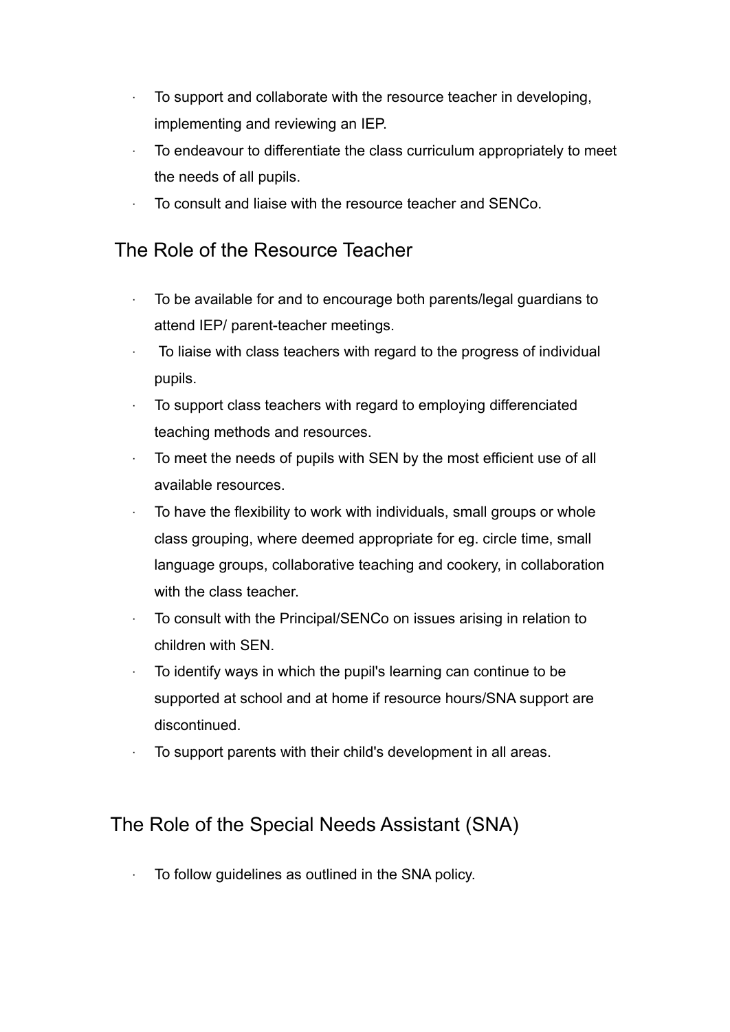- To support and collaborate with the resource teacher in developing, implementing and reviewing an IEP.
- To endeavour to differentiate the class curriculum appropriately to meet the needs of all pupils.
- To consult and liaise with the resource teacher and SENCo.

## The Role of the Resource Teacher

- To be available for and to encourage both parents/legal guardians to attend IEP/ parent-teacher meetings.
- To liaise with class teachers with regard to the progress of individual pupils.
- To support class teachers with regard to employing differenciated teaching methods and resources.
- To meet the needs of pupils with SEN by the most efficient use of all available resources.
- To have the flexibility to work with individuals, small groups or whole class grouping, where deemed appropriate for eg. circle time, small language groups, collaborative teaching and cookery, in collaboration with the class teacher.
- To consult with the Principal/SENCo on issues arising in relation to children with SEN.
- To identify ways in which the pupil's learning can continue to be supported at school and at home if resource hours/SNA support are discontinued.
- To support parents with their child's development in all areas.

## The Role of the Special Needs Assistant (SNA)

- To follow guidelines as outlined in the SNA policy.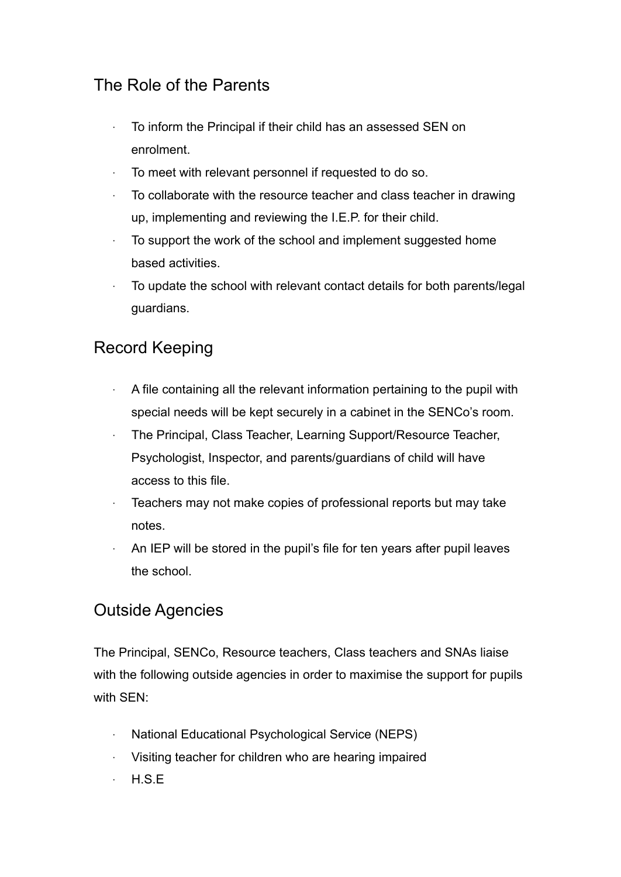## The Role of the Parents

- To inform the Principal if their child has an assessed SEN on enrolment.
- To meet with relevant personnel if requested to do so.
- To collaborate with the resource teacher and class teacher in drawing up, implementing and reviewing the I.E.P. for their child.
- To support the work of the school and implement suggested home based activities.
- To update the school with relevant contact details for both parents/legal guardians.

## Record Keeping

- A file containing all the relevant information pertaining to the pupil with special needs will be kept securely in a cabinet in the SENCo's room.
- The Principal, Class Teacher, Learning Support/Resource Teacher, Psychologist, Inspector, and parents/guardians of child will have access to this file.
- Teachers may not make copies of professional reports but may take notes.
- An IEP will be stored in the pupil's file for ten years after pupil leaves the school.

## Outside Agencies

The Principal, SENCo, Resource teachers, Class teachers and SNAs liaise with the following outside agencies in order to maximise the support for pupils with SEN:

- National Educational Psychological Service (NEPS)
- Visiting teacher for children who are hearing impaired
- H.S.E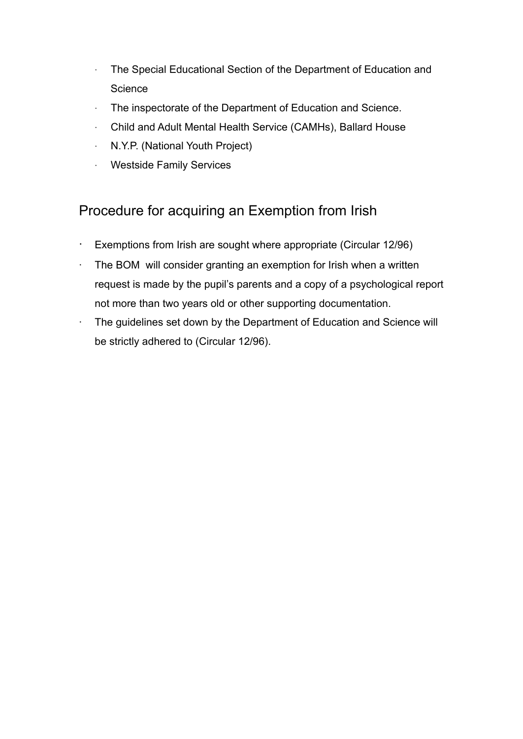- The Special Educational Section of the Department of Education and Science
- The inspectorate of the Department of Education and Science.
- Child and Adult Mental Health Service (CAMHs), Ballard House
- N.Y.P. (National Youth Project)
- Westside Family Services

## Procedure for acquiring an Exemption from Irish

- Exemptions from Irish are sought where appropriate (Circular 12/96)
- The BOM will consider granting an exemption for Irish when a written request is made by the pupil's parents and a copy of a psychological report not more than two years old or other supporting documentation.
- The guidelines set down by the Department of Education and Science will be strictly adhered to (Circular 12/96).